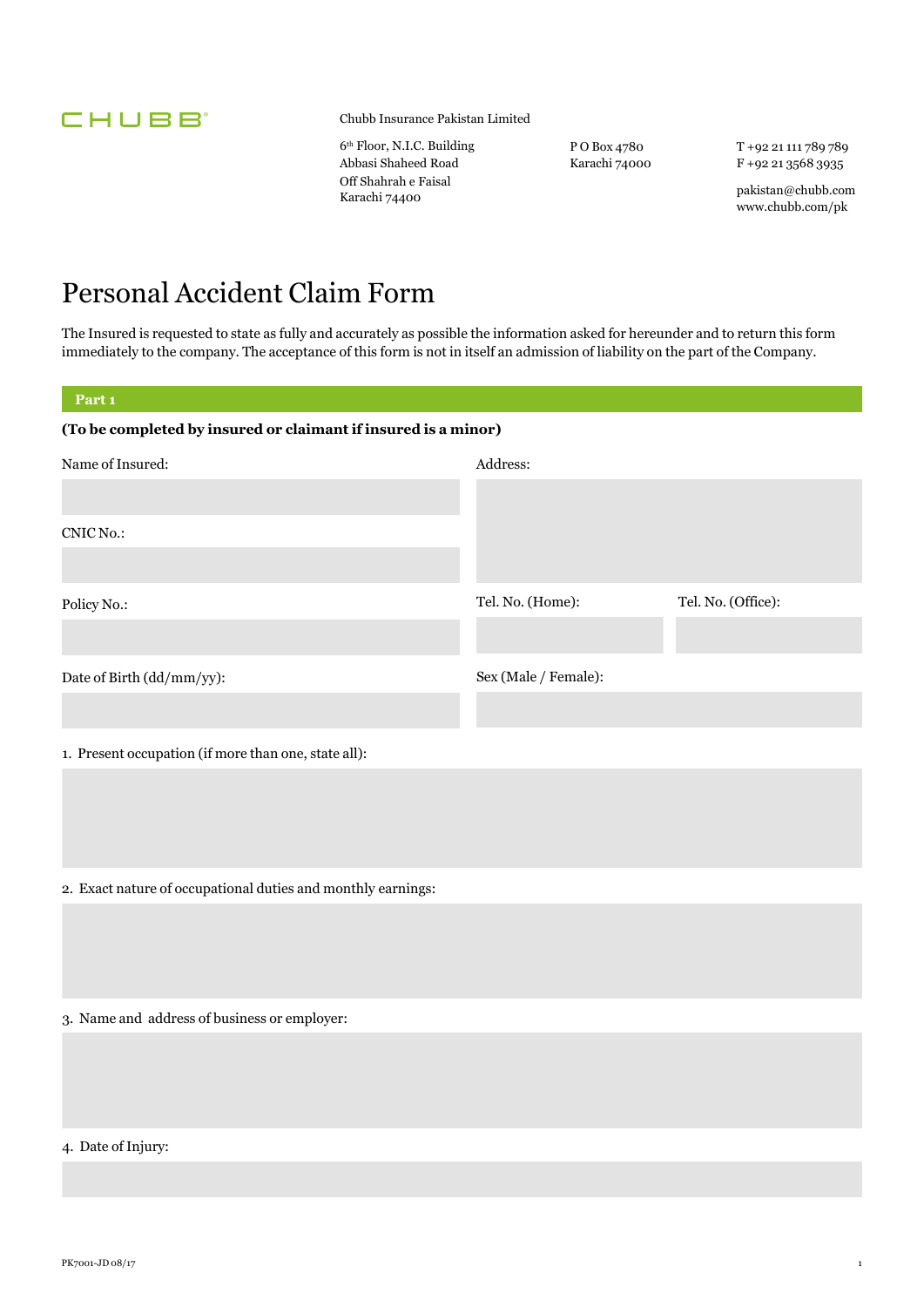CHUBB

Chubb Insurance Pakistan Limited

6th Floor, N.I.C. Building
Abbasi Shaheed Road
Off Shahrah e Faisal
Karachi 74400

P O Box 4780
Karachi 74000

T +92 21 111 789 789
F +92 21 3568 3935

pakistan@chubb.com
www.chubb.com/pk

# Personal Accident Claim Form

The Insured is requested to state as fully and accurately as possible the information asked for hereunder and to return this form immediately to the company. The acceptance of this form is not in itself an admission of liability on the part of the Company.

## Part 1

**(To be completed by insured or claimant if insured is a minor)**

Name of Insured:

Address:

CNIC No.:

Policy No.:

Tel. No. (Home):

Tel. No. (Office):

Date of Birth (dd/mm/yy):

Sex (Male / Female):

1. Present occupation (if more than one, state all):

2. Exact nature of occupational duties and monthly earnings:

3. Name and address of business or employer:

4. Date of Injury:

PK7001-JD 08/17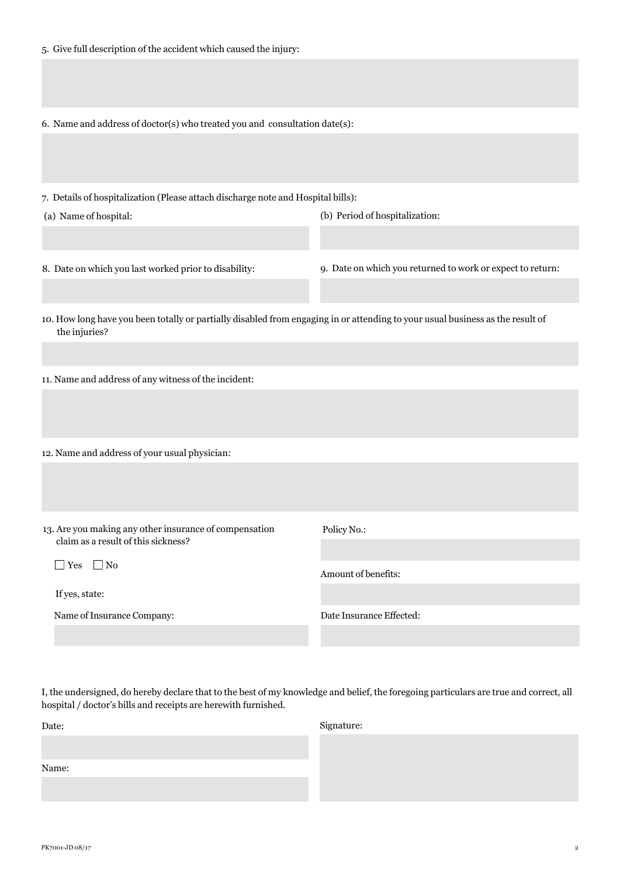5. Give full description of the accident which caused the injury:

6. Name and address of doctor(s) who treated you and consultation date(s):

7. Details of hospitalization (Please attach discharge note and Hospital bills):

(a) Name of hospital:

(b) Period of hospitalization:

8. Date on which you last worked prior to disability:

9. Date on which you returned to work or expect to return:

10. How long have you been totally or partially disabled from engaging in or attending to your usual business as the result of the injuries?

11. Name and address of any witness of the incident:

12. Name and address of your usual physician:

13. Are you making any other insurance of compensation claim as a result of this sickness?

☐ Yes ☐ No

If yes, state:

Name of Insurance Company:

Policy No.:

Amount of benefits:

Date Insurance Effected:

I, the undersigned, do hereby declare that to the best of my knowledge and belief, the foregoing particulars are true and correct, all hospital / doctor's bills and receipts are herewith furnished.

Date:

Name:

Signature:

PK7001-JD 08/17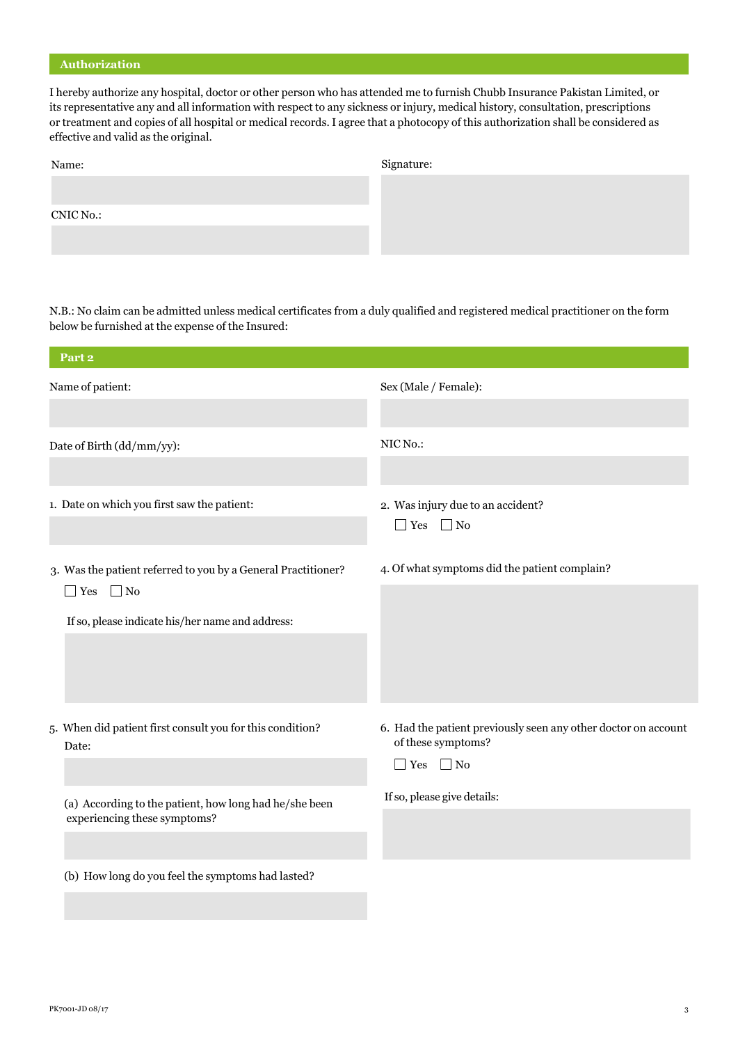## Authorization

I hereby authorize any hospital, doctor or other person who has attended me to furnish Chubb Insurance Pakistan Limited, or its representative any and all information with respect to any sickness or injury, medical history, consultation, prescriptions or treatment and copies of all hospital or medical records. I agree that a photocopy of this authorization shall be considered as effective and valid as the original.

Name:

CNIC No.:

Signature:

N.B.: No claim can be admitted unless medical certificates from a duly qualified and registered medical practitioner on the form below be furnished at the expense of the Insured:

## Part 2

Name of patient:

Sex (Male / Female):

Date of Birth (dd/mm/yy):

NIC No.:

1. Date on which you first saw the patient:

2. Was injury due to an accident?
   ☐ Yes ☐ No

3. Was the patient referred to you by a General Practitioner?
   ☐ Yes ☐ No

   If so, please indicate his/her name and address:

4. Of what symptoms did the patient complain?

5. When did patient first consult you for this condition?
   Date:

   (a) According to the patient, how long had he/she been experiencing these symptoms?

   (b) How long do you feel the symptoms had lasted?

6. Had the patient previously seen any other doctor on account of these symptoms?
   ☐ Yes ☐ No

   If so, please give details: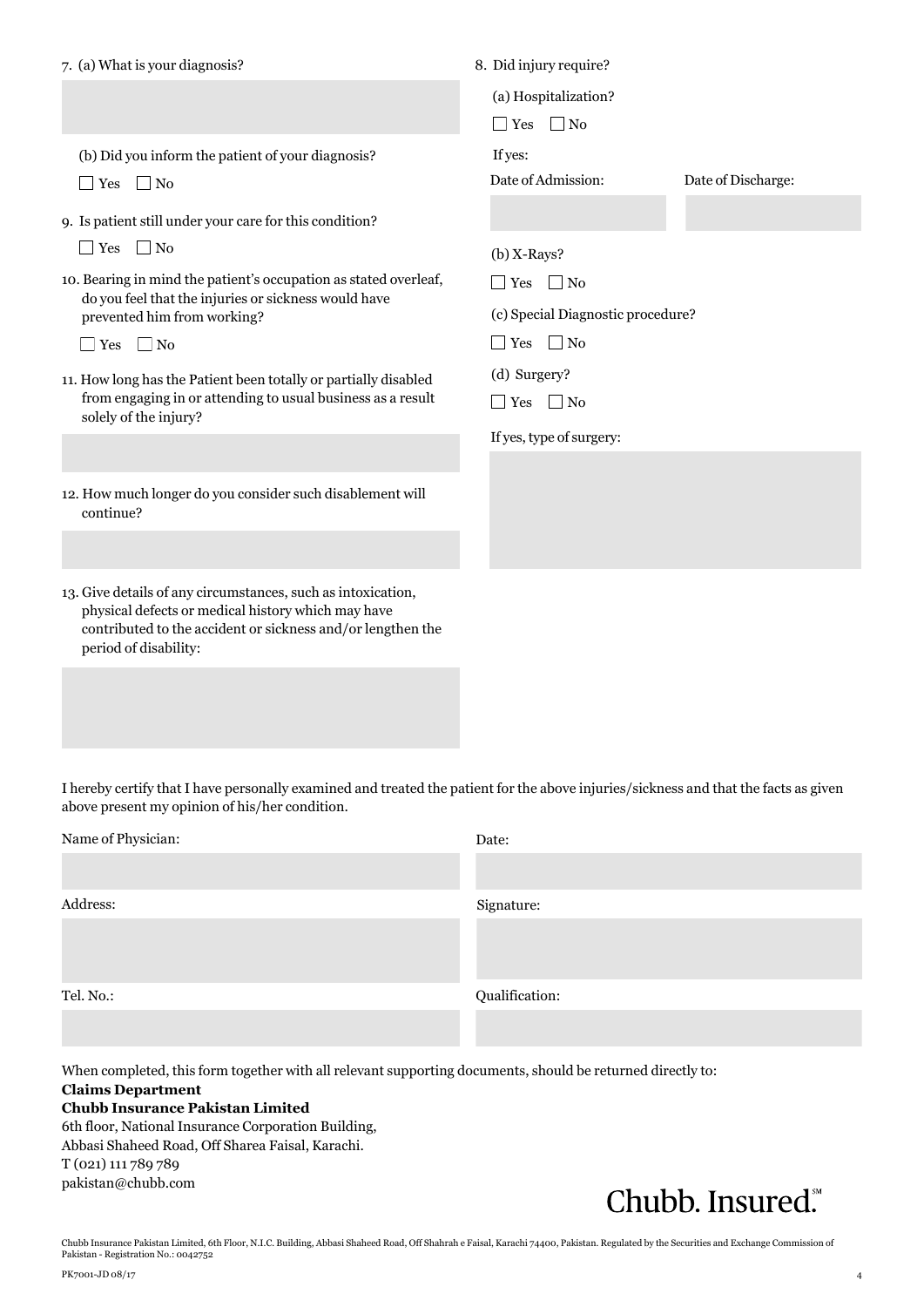7. (a) What is your diagnosis?

(b) Did you inform the patient of your diagnosis?

☐ Yes ☐ No

8. Did injury require?

(a) Hospitalization?

☐ Yes ☐ No

If yes:

Date of Admission:

Date of Discharge:

(b) X-Rays?

☐ Yes ☐ No

(c) Special Diagnostic procedure?

☐ Yes ☐ No

(d) Surgery?

☐ Yes ☐ No

If yes, type of surgery:

9. Is patient still under your care for this condition?

☐ Yes ☐ No

10. Bearing in mind the patient's occupation as stated overleaf, do you feel that the injuries or sickness would have prevented him from working?

☐ Yes ☐ No

11. How long has the Patient been totally or partially disabled from engaging in or attending to usual business as a result solely of the injury?

12. How much longer do you consider such disablement will continue?

13. Give details of any circumstances, such as intoxication, physical defects or medical history which may have contributed to the accident or sickness and/or lengthen the period of disability:

I hereby certify that I have personally examined and treated the patient for the above injuries/sickness and that the facts as given above present my opinion of his/her condition.

Name of Physician:

Date:

Address:

Signature:

Tel. No.:

Qualification:

When completed, this form together with all relevant supporting documents, should be returned directly to:

**Claims Department**
**Chubb Insurance Pakistan Limited**
6th floor, National Insurance Corporation Building,
Abbasi Shaheed Road, Off Sharea Faisal, Karachi.
T (021) 111 789 789
pakistan@chubb.com

Chubb. Insured.℠

Chubb Insurance Pakistan Limited, 6th Floor, N.I.C. Building, Abbasi Shaheed Road, Off Shahrah e Faisal, Karachi 74400, Pakistan. Regulated by the Securities and Exchange Commission of Pakistan - Registration No.: 0042752

PK7001-JD 08/17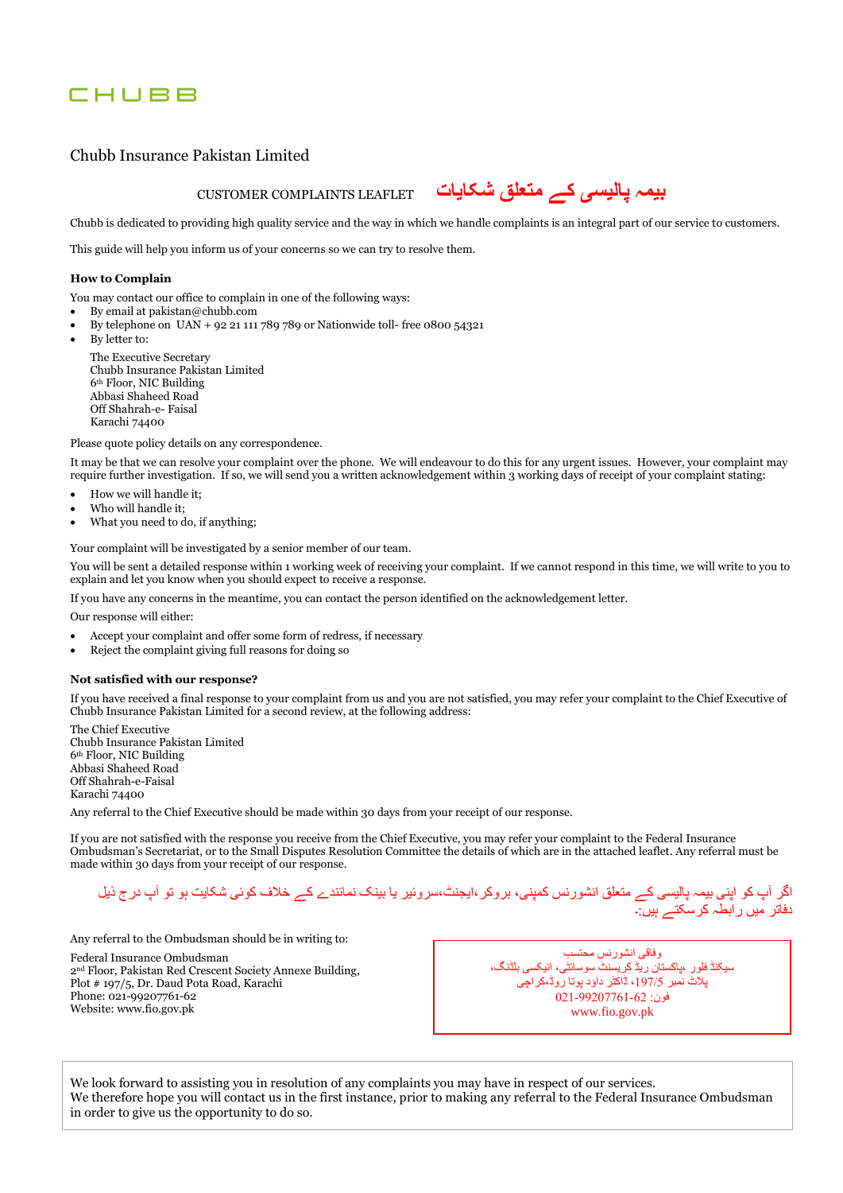CHUBB

Chubb Insurance Pakistan Limited

## CUSTOMER COMPLAINTS LEAFLET بیمہ پالیسی کے متعلق شکایات

Chubb is dedicated to providing high quality service and the way in which we handle complaints is an integral part of our service to customers.

This guide will help you inform us of your concerns so we can try to resolve them.

### How to Complain

You may contact our office to complain in one of the following ways:

- By email at pakistan@chubb.com
- By telephone on UAN + 92 21 111 789 789 or Nationwide toll- free 0800 54321
- By letter to:

  The Executive Secretary
  Chubb Insurance Pakistan Limited
  6th Floor, NIC Building
  Abbasi Shaheed Road
  Off Shahrah-e- Faisal
  Karachi 74400

Please quote policy details on any correspondence.

It may be that we can resolve your complaint over the phone. We will endeavour to do this for any urgent issues. However, your complaint may require further investigation. If so, we will send you a written acknowledgement within 3 working days of receipt of your complaint stating:

- How we will handle it;
- Who will handle it;
- What you need to do, if anything;

Your complaint will be investigated by a senior member of our team.

You will be sent a detailed response within 1 working week of receiving your complaint. If we cannot respond in this time, we will write to you to explain and let you know when you should expect to receive a response.

If you have any concerns in the meantime, you can contact the person identified on the acknowledgement letter.

Our response will either:

- Accept your complaint and offer some form of redress, if necessary
- Reject the complaint giving full reasons for doing so

### Not satisfied with our response?

If you have received a final response to your complaint from us and you are not satisfied, you may refer your complaint to the Chief Executive of Chubb Insurance Pakistan Limited for a second review, at the following address:

The Chief Executive
Chubb Insurance Pakistan Limited
6th Floor, NIC Building
Abbasi Shaheed Road
Off Shahrah-e-Faisal
Karachi 74400

Any referral to the Chief Executive should be made within 30 days from your receipt of our response.

If you are not satisfied with the response you receive from the Chief Executive, you may refer your complaint to the Federal Insurance Ombudsman's Secretariat, or to the Small Disputes Resolution Committee the details of which are in the attached leaflet. Any referral must be made within 30 days from your receipt of our response.

اگر آپ کو اپنی بیمہ پالیسی کے متعلق انشورنس کمپنی، بروکر،ایجنٹ،سروئیر یا بینک نمائندے کے خلاف کوئی شکایت ہو تو آپ درج ذیل دفاتر میں رابطہ کرسکتے ہیں:۔

Any referral to the Ombudsman should be in writing to:

Federal Insurance Ombudsman
2nd Floor, Pakistan Red Crescent Society Annexe Building,
Plot # 197/5, Dr. Daud Pota Road, Karachi
Phone: 021-99207761-62
Website: www.fio.gov.pk

وفاقی انشورنس محتسب
سیکنڈ فلور ،پاکستان ریڈ کریسنٹ سوسائٹی، انیکسی بلڈنگ،
پلاٹ نمبر 197/5، ڈاکٹر داؤد پوتا روڈ،کراچی
فون: 021-99207761-62
www.fio.gov.pk

We look forward to assisting you in resolution of any complaints you may have in respect of our services.
We therefore hope you will contact us in the first instance, prior to making any referral to the Federal Insurance Ombudsman in order to give us the opportunity to do so.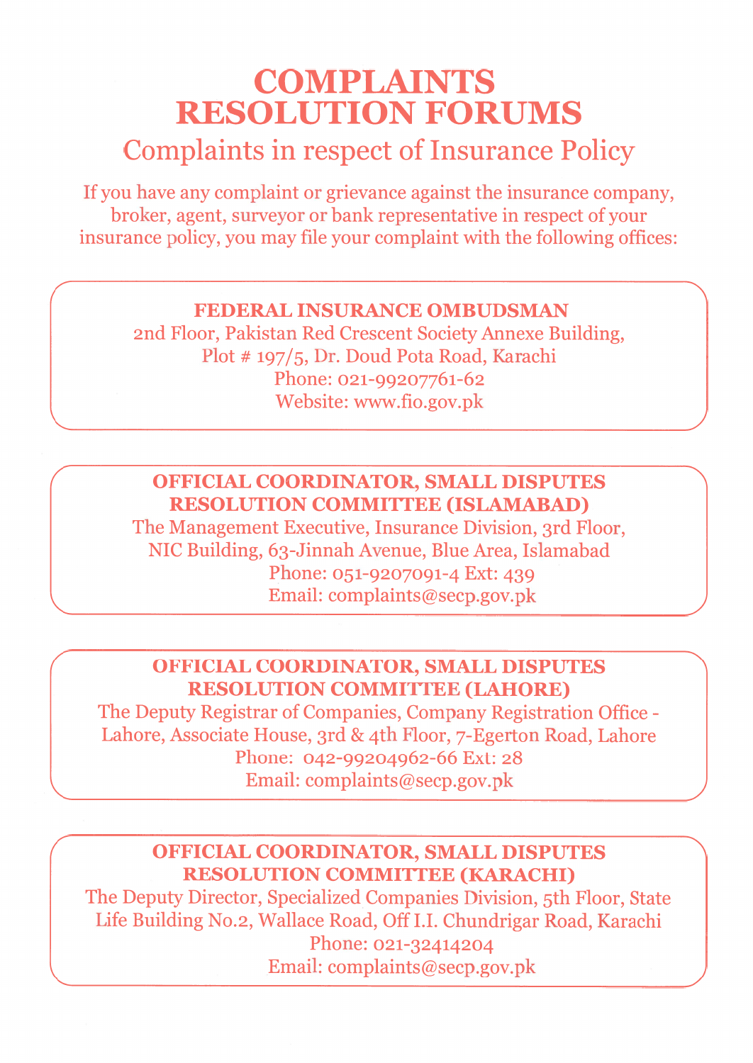# COMPLAINTS RESOLUTION FORUMS

## Complaints in respect of Insurance Policy

If you have any complaint or grievance against the insurance company, broker, agent, surveyor or bank representative in respect of your insurance policy, you may file your complaint with the following offices:

**FEDERAL INSURANCE OMBUDSMAN**
2nd Floor, Pakistan Red Crescent Society Annexe Building,
Plot # 197/5, Dr. Doud Pota Road, Karachi
Phone: 021-99207761-62
Website: www.fio.gov.pk

**OFFICIAL COORDINATOR, SMALL DISPUTES RESOLUTION COMMITTEE (ISLAMABAD)**
The Management Executive, Insurance Division, 3rd Floor,
NIC Building, 63-Jinnah Avenue, Blue Area, Islamabad
Phone: 051-9207091-4 Ext: 439
Email: complaints@secp.gov.pk

**OFFICIAL COORDINATOR, SMALL DISPUTES RESOLUTION COMMITTEE (LAHORE)**
The Deputy Registrar of Companies, Company Registration Office - Lahore, Associate House, 3rd & 4th Floor, 7-Egerton Road, Lahore
Phone: 042-99204962-66 Ext: 28
Email: complaints@secp.gov.pk

**OFFICIAL COORDINATOR, SMALL DISPUTES RESOLUTION COMMITTEE (KARACHI)**
The Deputy Director, Specialized Companies Division, 5th Floor, State Life Building No.2, Wallace Road, Off I.I. Chundrigar Road, Karachi
Phone: 021-32414204
Email: complaints@secp.gov.pk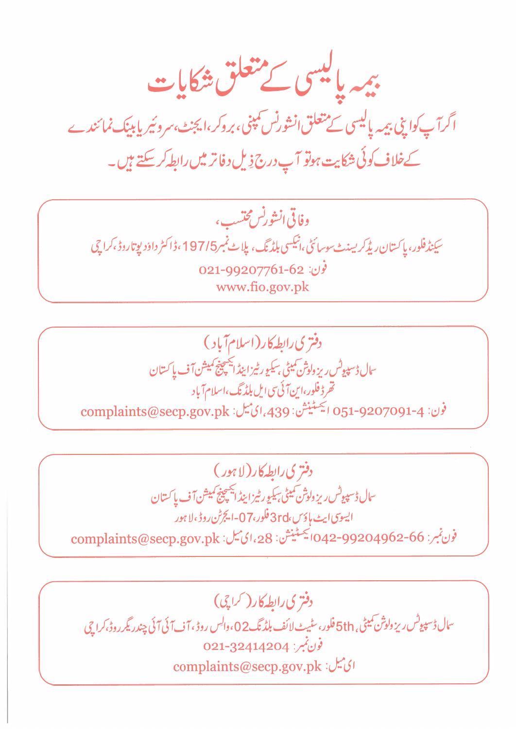# بیمہ پالیسی کے متعلق شکایات

اگر آپ کو اپنی بیمہ پالیسی کے متعلق انشورنس کمپنی، بروکر، ایجنٹ، سروئیر یا بینک نمائندے کے خلاف کوئی شکایت ہو تو آپ درج ذیل دفاتر میں رابطہ کر سکتے ہیں۔

---

**وفاقی انشورنس محتسب،**

سیکنڈ فلور، پاکستان ریڈ کریسنٹ سوسائٹی، انیکسی بلڈنگ، پلاٹ نمبر 197/5، ڈاکٹر داؤد پوتا روڈ، کراچی

فون: 021-99207761-62

www.fio.gov.pk

---

**دفتری رابطہ کار (اسلام آباد)**

سمال ڈسپیوٹس ریزولوشن کمیٹی، سیکیورٹیز اینڈ ایکسچینج کمیشن آف پاکستان

تھرڈ فلور، این آئی سی ایل بلڈنگ، اسلام آباد

فون: 051-9207091-4 ایکسٹینشن: 439، ای میل: complaints@secp.gov.pk

---

**دفتری رابطہ کار (لاہور)**

سمال ڈسپیوٹس ریزولوشن کمیٹی، سیکیورٹیز اینڈ ایکسچینج کمیشن آف پاکستان

ایسوسی ایٹ ہاؤس، 3rd فلور، 07-ایجرٹن روڈ، لاہور

فون نمبر: 042-99204962-66 ایکسٹینشن: 28، ای میل: complaints@secp.gov.pk

---

**دفتری رابطہ کار (کراچی)**

سمال ڈسپیوٹس ریزولوشن کمیٹی، 5th فلور، سٹیٹ لائف بلڈنگ 02، والس روڈ، آف آئی آئی چندریگر روڈ، کراچی

فون نمبر: 021-32414204

ای میل: complaints@secp.gov.pk